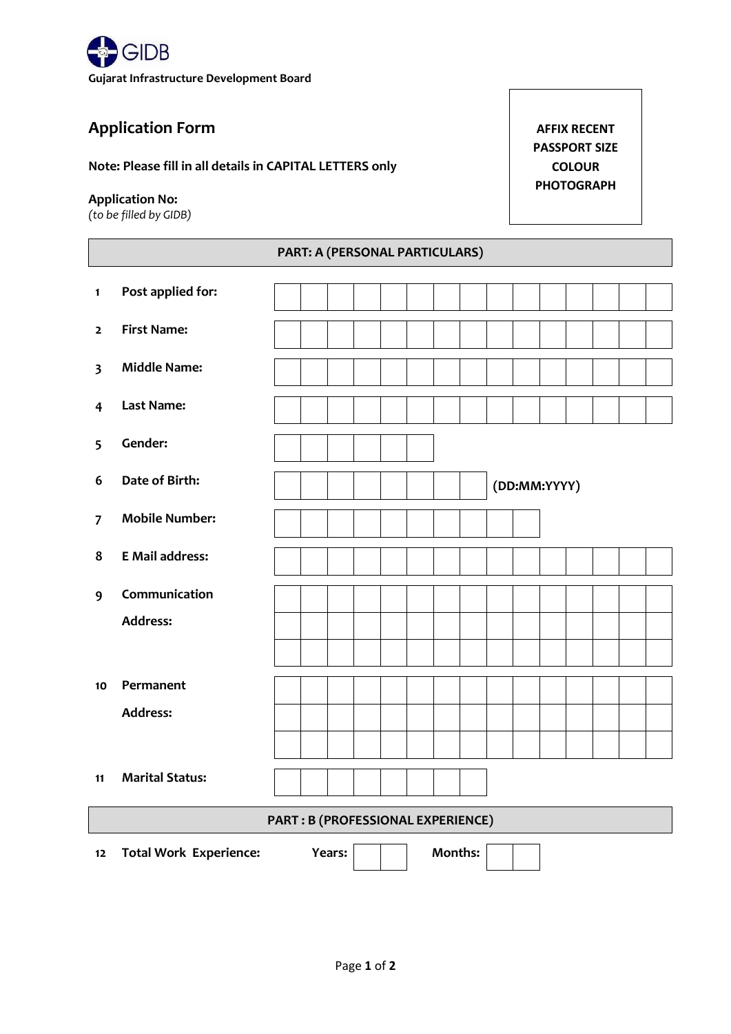GIDB

**Gujarat Infrastructure Development Board**

## Application Form

**Note: Please fill in all details in CAPITAL LETTERS only**

**Application No:**
*(to be filled by GIDB)*

**AFFIX RECENT PASSPORT SIZE COLOUR PHOTOGRAPH**

### PART: A (PERSONAL PARTICULARS)

| | | |
|---|---|---|
| 1 | **Post applied for:** | |
| 2 | **First Name:** | |
| 3 | **Middle Name:** | |
| 4 | **Last Name:** | |
| 5 | **Gender:** | |
| 6 | **Date of Birth:** | **(DD:MM:YYYY)** |
| 7 | **Mobile Number:** | |
| 8 | **E Mail address:** | |
| 9 | **Communication Address:** | |
| 10 | **Permanent Address:** | |
| 11 | **Marital Status:** | |

### PART : B (PROFESSIONAL EXPERIENCE)

| | | | | | |
|---|---|---|---|---|---|
| 12 | **Total Work Experience:** | **Years:** | | **Months:** | |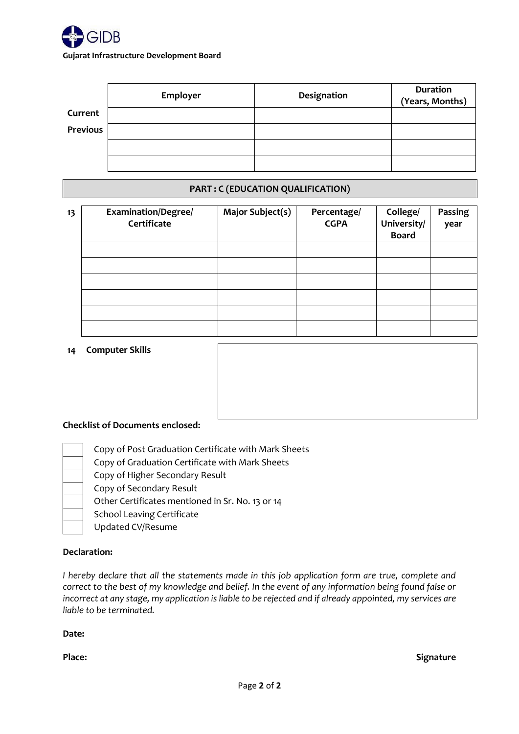**Gujarat Infrastructure Development Board**

| | Employer | Designation | Duration (Years, Months) |
|---|---|---|---|
| Current | | | |
| Previous | | | |
| | | | |
| | | | |

## PART : C (EDUCATION QUALIFICATION)

13

| Examination/Degree/ Certificate | Major Subject(s) | Percentage/ CGPA | College/ University/ Board | Passing year |
|---|---|---|---|---|
| | | | | |
| | | | | |
| | | | | |
| | | | | |
| | | | | |
| | | | | |

14 **Computer Skills**

**Checklist of Documents enclosed:**

- [ ] Copy of Post Graduation Certificate with Mark Sheets
- [ ] Copy of Graduation Certificate with Mark Sheets
- [ ] Copy of Higher Secondary Result
- [ ] Copy of Secondary Result
- [ ] Other Certificates mentioned in Sr. No. 13 or 14
- [ ] School Leaving Certificate
- [ ] Updated CV/Resume

**Declaration:**

*I hereby declare that all the statements made in this job application form are true, complete and correct to the best of my knowledge and belief. In the event of any information being found false or incorrect at any stage, my application is liable to be rejected and if already appointed, my services are liable to be terminated.*

**Date:**

**Place:** **Signature**